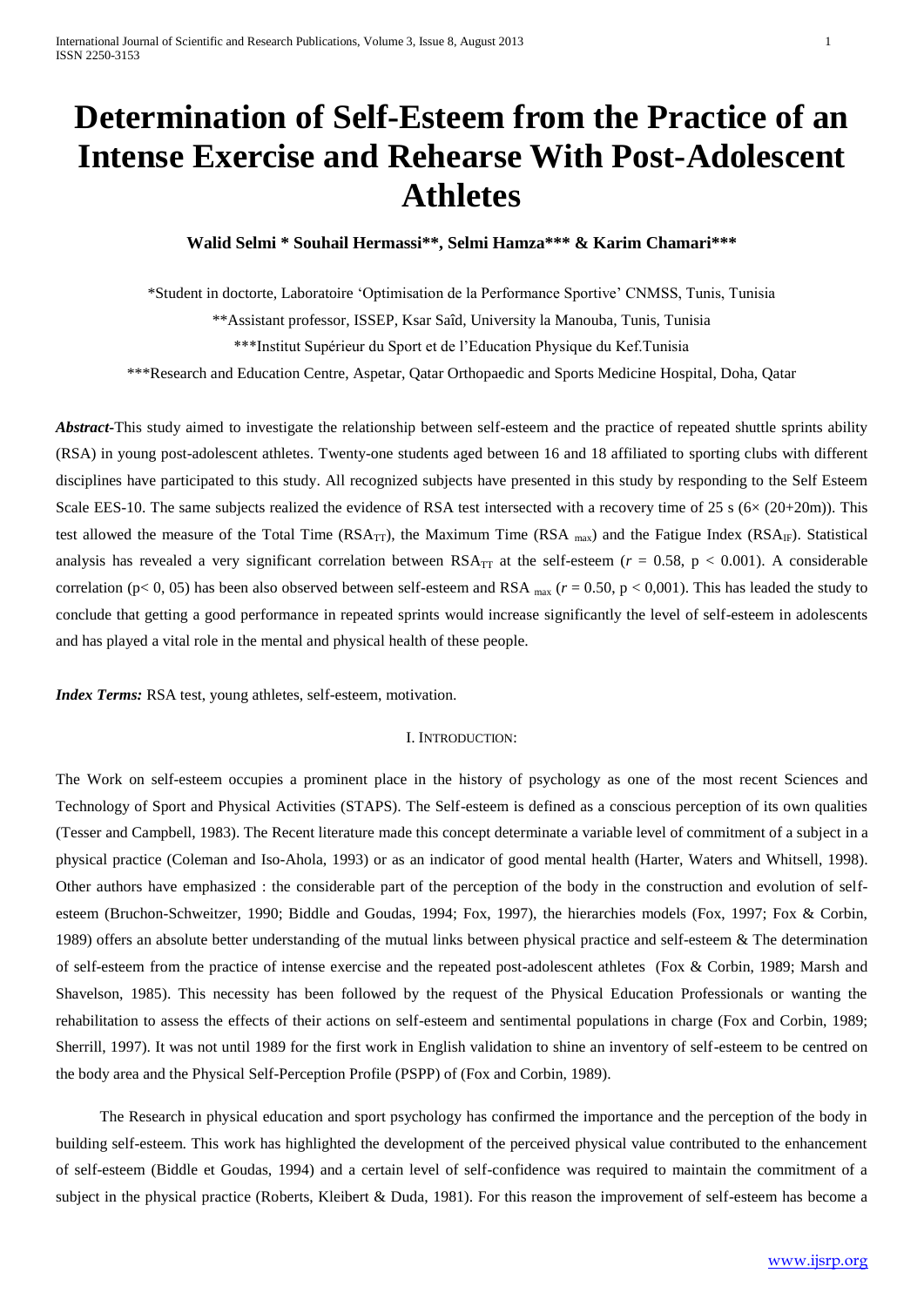# Determination of Self-Esteem from the Practice of an Intense Exercise and Rehearse With Post-Adolescent Athletes

**Walid Selmi * Souhail Hermassi**, Selmi Hamza*** & Karim Chamari*****

*Student in doctorte, Laboratoire 'Optimisation de la Performance Sportive' CNMSS, Tunis, Tunisia

**Assistant professor, ISSEP, Ksar Saîd, University la Manouba, Tunis, Tunisia

***Institut Supérieur du Sport et de l'Education Physique du Kef.Tunisia

***Research and Education Centre, Aspetar, Qatar Orthopaedic and Sports Medicine Hospital, Doha, Qatar

***Abstract*-**This study aimed to investigate the relationship between self-esteem and the practice of repeated shuttle sprints ability (RSA) in young post-adolescent athletes. Twenty-one students aged between 16 and 18 affiliated to sporting clubs with different disciplines have participated to this study. All recognized subjects have presented in this study by responding to the Self Esteem Scale EES-10. The same subjects realized the evidence of RSA test intersected with a recovery time of 25 s (6× (20+20m)). This test allowed the measure of the Total Time ($RSA_{TT}$), the Maximum Time ($RSA_{max}$) and the Fatigue Index ($RSA_{IF}$). Statistical analysis has revealed a very significant correlation between $RSA_{TT}$ at the self-esteem ($r$ = 0.58, p < 0.001). A considerable correlation (p< 0, 05) has been also observed between self-esteem and $RSA_{max}$ ($r$ = 0.50, p < 0,001). This has leaded the study to conclude that getting a good performance in repeated sprints would increase significantly the level of self-esteem in adolescents and has played a vital role in the mental and physical health of these people.

***Index Terms:*** RSA test, young athletes, self-esteem, motivation.

## I. Introduction:

The Work on self-esteem occupies a prominent place in the history of psychology as one of the most recent Sciences and Technology of Sport and Physical Activities (STAPS). The Self-esteem is defined as a conscious perception of its own qualities (Tesser and Campbell, 1983). The Recent literature made this concept determinate a variable level of commitment of a subject in a physical practice (Coleman and Iso-Ahola, 1993) or as an indicator of good mental health (Harter, Waters and Whitsell, 1998). Other authors have emphasized : the considerable part of the perception of the body in the construction and evolution of self-esteem (Bruchon-Schweitzer, 1990; Biddle and Goudas, 1994; Fox, 1997), the hierarchies models (Fox, 1997; Fox & Corbin, 1989) offers an absolute better understanding of the mutual links between physical practice and self-esteem & The determination of self-esteem from the practice of intense exercise and the repeated post-adolescent athletes (Fox & Corbin, 1989; Marsh and Shavelson, 1985). This necessity has been followed by the request of the Physical Education Professionals or wanting the rehabilitation to assess the effects of their actions on self-esteem and sentimental populations in charge (Fox and Corbin, 1989; Sherrill, 1997). It was not until 1989 for the first work in English validation to shine an inventory of self-esteem to be centred on the body area and the Physical Self-Perception Profile (PSPP) of (Fox and Corbin, 1989).

The Research in physical education and sport psychology has confirmed the importance and the perception of the body in building self-esteem. This work has highlighted the development of the perceived physical value contributed to the enhancement of self-esteem (Biddle et Goudas, 1994) and a certain level of self-confidence was required to maintain the commitment of a subject in the physical practice (Roberts, Kleibert & Duda, 1981). For this reason the improvement of self-esteem has become a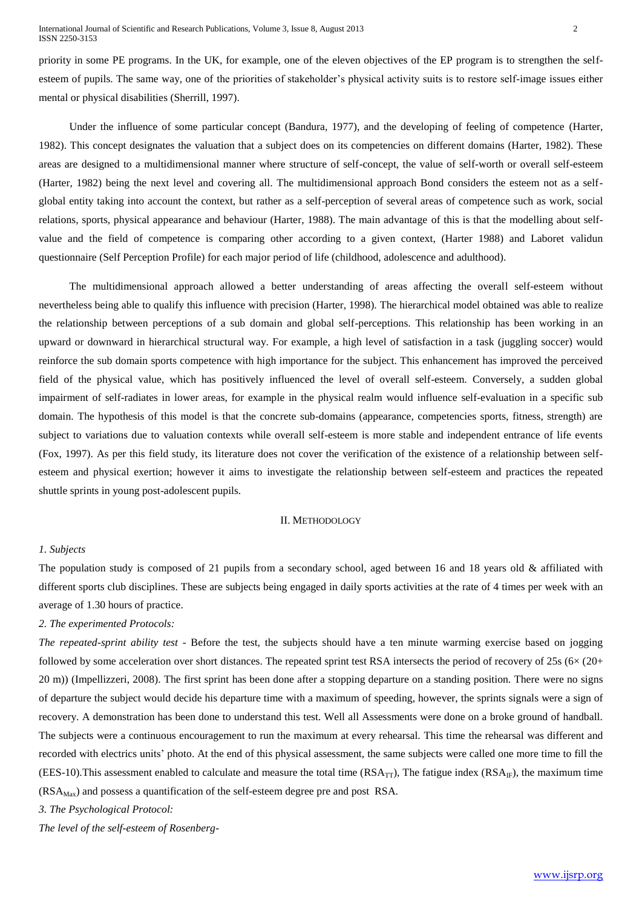priority in some PE programs. In the UK, for example, one of the eleven objectives of the EP program is to strengthen the self-esteem of pupils. The same way, one of the priorities of stakeholder's physical activity suits is to restore self-image issues either mental or physical disabilities (Sherrill, 1997).

Under the influence of some particular concept (Bandura, 1977), and the developing of feeling of competence (Harter, 1982). This concept designates the valuation that a subject does on its competencies on different domains (Harter, 1982). These areas are designed to a multidimensional manner where structure of self-concept, the value of self-worth or overall self-esteem (Harter, 1982) being the next level and covering all. The multidimensional approach Bond considers the esteem not as a self-global entity taking into account the context, but rather as a self-perception of several areas of competence such as work, social relations, sports, physical appearance and behaviour (Harter, 1988). The main advantage of this is that the modelling about self-value and the field of competence is comparing other according to a given context, (Harter 1988) and Laboret validun questionnaire (Self Perception Profile) for each major period of life (childhood, adolescence and adulthood).

The multidimensional approach allowed a better understanding of areas affecting the overall self-esteem without nevertheless being able to qualify this influence with precision (Harter, 1998). The hierarchical model obtained was able to realize the relationship between perceptions of a sub domain and global self-perceptions. This relationship has been working in an upward or downward in hierarchical structural way. For example, a high level of satisfaction in a task (juggling soccer) would reinforce the sub domain sports competence with high importance for the subject. This enhancement has improved the perceived field of the physical value, which has positively influenced the level of overall self-esteem. Conversely, a sudden global impairment of self-radiates in lower areas, for example in the physical realm would influence self-evaluation in a specific sub domain. The hypothesis of this model is that the concrete sub-domains (appearance, competencies sports, fitness, strength) are subject to variations due to valuation contexts while overall self-esteem is more stable and independent entrance of life events (Fox, 1997). As per this field study, its literature does not cover the verification of the existence of a relationship between self-esteem and physical exertion; however it aims to investigate the relationship between self-esteem and practices the repeated shuttle sprints in young post-adolescent pupils.

## II. Methodology

*1. Subjects*

The population study is composed of 21 pupils from a secondary school, aged between 16 and 18 years old & affiliated with different sports club disciplines. These are subjects being engaged in daily sports activities at the rate of 4 times per week with an average of 1.30 hours of practice.

*2. The experimented Protocols:*

*The repeated-sprint ability test* - Before the test, the subjects should have a ten minute warming exercise based on jogging followed by some acceleration over short distances. The repeated sprint test RSA intersects the period of recovery of 25s (6× (20+ 20 m)) (Impellizzeri, 2008). The first sprint has been done after a stopping departure on a standing position. There were no signs of departure the subject would decide his departure time with a maximum of speeding, however, the sprints signals were a sign of recovery. A demonstration has been done to understand this test. Well all Assessments were done on a broke ground of handball. The subjects were a continuous encouragement to run the maximum at every rehearsal. This time the rehearsal was different and recorded with electrics units' photo. At the end of this physical assessment, the same subjects were called one more time to fill the (EES-10).This assessment enabled to calculate and measure the total time ($RSA_{TT}$), The fatigue index ($RSA_{IF}$), the maximum time ($RSA_{Max}$) and possess a quantification of the self-esteem degree pre and post RSA.

*3. The Psychological Protocol:*

*The level of the self-esteem of Rosenberg-*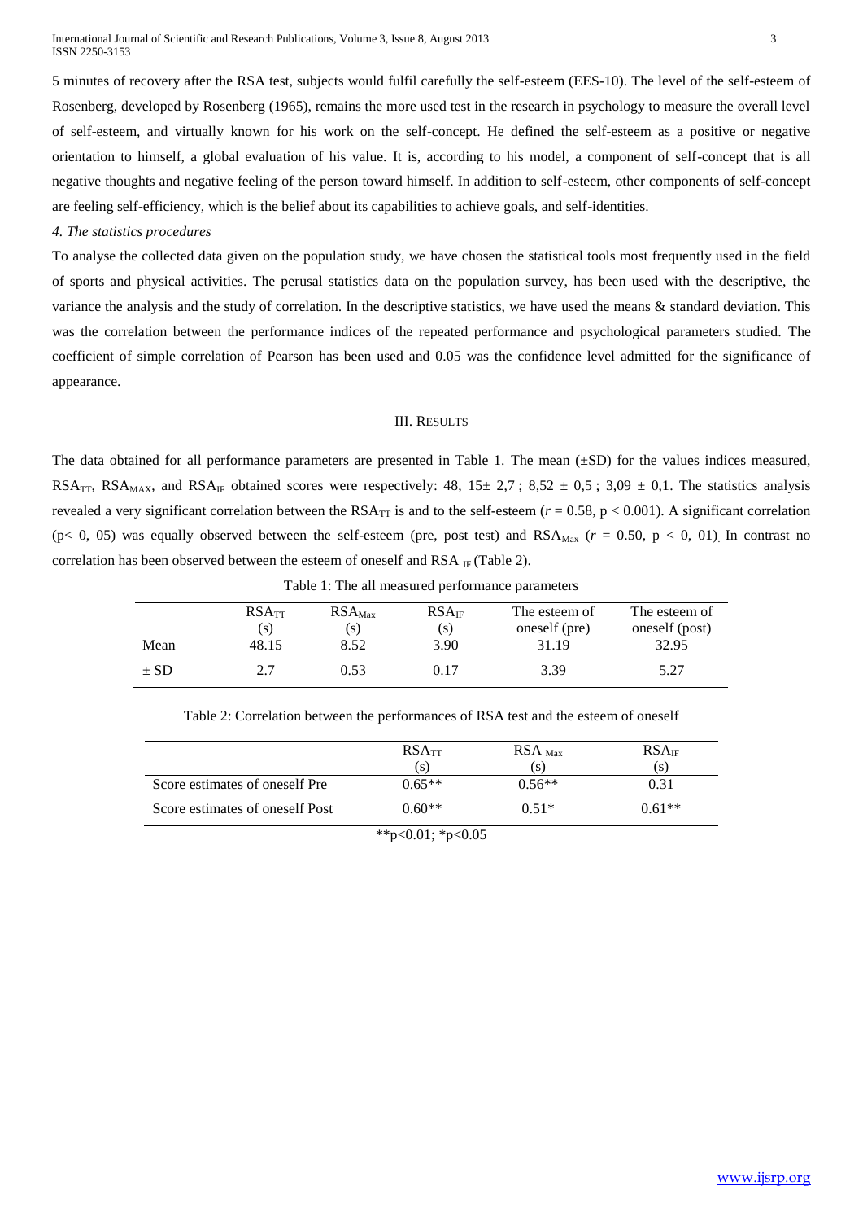5 minutes of recovery after the RSA test, subjects would fulfil carefully the self-esteem (EES-10). The level of the self-esteem of Rosenberg, developed by Rosenberg (1965), remains the more used test in the research in psychology to measure the overall level of self-esteem, and virtually known for his work on the self-concept. He defined the self-esteem as a positive or negative orientation to himself, a global evaluation of his value. It is, according to his model, a component of self-concept that is all negative thoughts and negative feeling of the person toward himself. In addition to self-esteem, other components of self-concept are feeling self-efficiency, which is the belief about its capabilities to achieve goals, and self-identities.

*4. The statistics procedures*

To analyse the collected data given on the population study, we have chosen the statistical tools most frequently used in the field of sports and physical activities. The perusal statistics data on the population survey, has been used with the descriptive, the variance the analysis and the study of correlation. In the descriptive statistics, we have used the means & standard deviation. This was the correlation between the performance indices of the repeated performance and psychological parameters studied. The coefficient of simple correlation of Pearson has been used and 0.05 was the confidence level admitted for the significance of appearance.

## III. Results

The data obtained for all performance parameters are presented in Table 1. The mean (±SD) for the values indices measured, $RSA_{TT}$, $RSA_{MAX}$, and $RSA_{IF}$ obtained scores were respectively: 48, 15± 2,7 ; 8,52 ± 0,5 ; 3,09 ± 0,1. The statistics analysis revealed a very significant correlation between the $RSA_{TT}$ is and to the self-esteem ($r = 0.58$, $p < 0.001$). A significant correlation ($p < 0, 05$) was equally observed between the self-esteem (pre, post test) and $RSA_{Max}$ ($r = 0.50$, $p < 0, 01$). In contrast no correlation has been observed between the esteem of oneself and $RSA_{IF}$ (Table 2).

Table 1: The all measured performance parameters

| | $RSA_{TT}$ (s) | $RSA_{Max}$ (s) | $RSA_{IF}$ (s) | The esteem of oneself (pre) | The esteem of oneself (post) |
|---|---|---|---|---|---|
| Mean | 48.15 | 8.52 | 3.90 | 31.19 | 32.95 |
| ± SD | 2.7 | 0.53 | 0.17 | 3.39 | 5.27 |

Table 2: Correlation between the performances of RSA test and the esteem of oneself

| | $RSA_{TT}$ (s) | $RSA_{Max}$ (s) | $RSA_{IF}$ (s) |
|---|---|---|---|
| Score estimates of oneself Pre | 0.65** | 0.56** | 0.31 |
| Score estimates of oneself Post | 0.60** | 0.51* | 0.61** |

**p<0.01; *p<0.05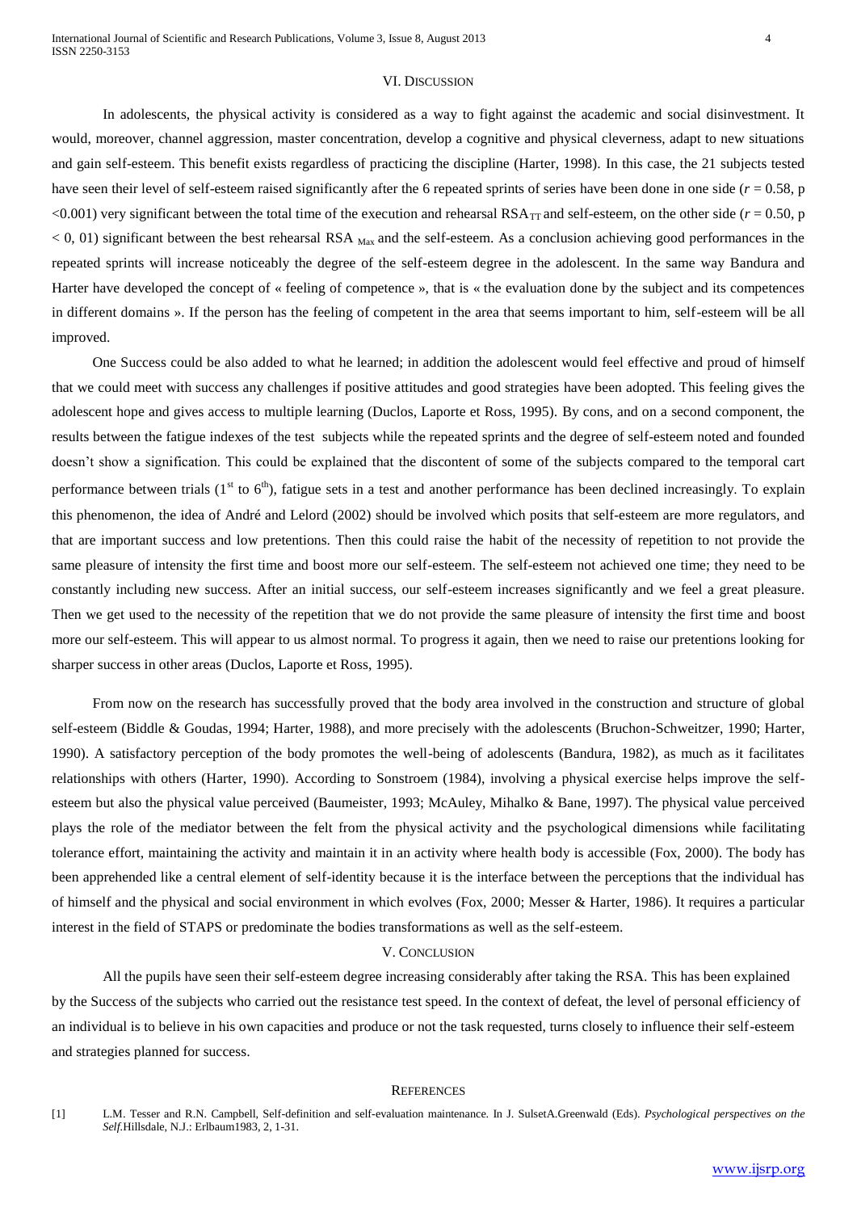## VI. Discussion

In adolescents, the physical activity is considered as a way to fight against the academic and social disinvestment. It would, moreover, channel aggression, master concentration, develop a cognitive and physical cleverness, adapt to new situations and gain self-esteem. This benefit exists regardless of practicing the discipline (Harter, 1998). In this case, the 21 subjects tested have seen their level of self-esteem raised significantly after the 6 repeated sprints of series have been done in one side ($r = 0.58$, p $<0.001$) very significant between the total time of the execution and rehearsal $RSA_{TT}$ and self-esteem, on the other side ($r = 0.50$, p $< 0, 01$) significant between the best rehearsal RSA $_{Max}$ and the self-esteem. As a conclusion achieving good performances in the repeated sprints will increase noticeably the degree of the self-esteem degree in the adolescent. In the same way Bandura and Harter have developed the concept of « feeling of competence », that is « the evaluation done by the subject and its competences in different domains ». If the person has the feeling of competent in the area that seems important to him, self-esteem will be all improved.

One Success could be also added to what he learned; in addition the adolescent would feel effective and proud of himself that we could meet with success any challenges if positive attitudes and good strategies have been adopted. This feeling gives the adolescent hope and gives access to multiple learning (Duclos, Laporte et Ross, 1995). By cons, and on a second component, the results between the fatigue indexes of the test subjects while the repeated sprints and the degree of self-esteem noted and founded doesn't show a signification. This could be explained that the discontent of some of the subjects compared to the temporal cart performance between trials (1st to 6th), fatigue sets in a test and another performance has been declined increasingly. To explain this phenomenon, the idea of André and Lelord (2002) should be involved which posits that self-esteem are more regulators, and that are important success and low pretentions. Then this could raise the habit of the necessity of repetition to not provide the same pleasure of intensity the first time and boost more our self-esteem. The self-esteem not achieved one time; they need to be constantly including new success. After an initial success, our self-esteem increases significantly and we feel a great pleasure. Then we get used to the necessity of the repetition that we do not provide the same pleasure of intensity the first time and boost more our self-esteem. This will appear to us almost normal. To progress it again, then we need to raise our pretentions looking for sharper success in other areas (Duclos, Laporte et Ross, 1995).

From now on the research has successfully proved that the body area involved in the construction and structure of global self-esteem (Biddle & Goudas, 1994; Harter, 1988), and more precisely with the adolescents (Bruchon-Schweitzer, 1990; Harter, 1990). A satisfactory perception of the body promotes the well-being of adolescents (Bandura, 1982), as much as it facilitates relationships with others (Harter, 1990). According to Sonstroem (1984), involving a physical exercise helps improve the self-esteem but also the physical value perceived (Baumeister, 1993; McAuley, Mihalko & Bane, 1997). The physical value perceived plays the role of the mediator between the felt from the physical activity and the psychological dimensions while facilitating tolerance effort, maintaining the activity and maintain it in an activity where health body is accessible (Fox, 2000). The body has been apprehended like a central element of self-identity because it is the interface between the perceptions that the individual has of himself and the physical and social environment in which evolves (Fox, 2000; Messer & Harter, 1986). It requires a particular interest in the field of STAPS or predominate the bodies transformations as well as the self-esteem.

## V. Conclusion

All the pupils have seen their self-esteem degree increasing considerably after taking the RSA. This has been explained by the Success of the subjects who carried out the resistance test speed. In the context of defeat, the level of personal efficiency of an individual is to believe in his own capacities and produce or not the task requested, turns closely to influence their self-esteem and strategies planned for success.

## References

[1] L.M. Tesser and R.N. Campbell, Self-definition and self-evaluation maintenance. In J. SulsetA.Greenwald (Eds). *Psychological perspectives on the Self.*Hillsdale, N.J.: Erlbaum1983, 2, 1-31.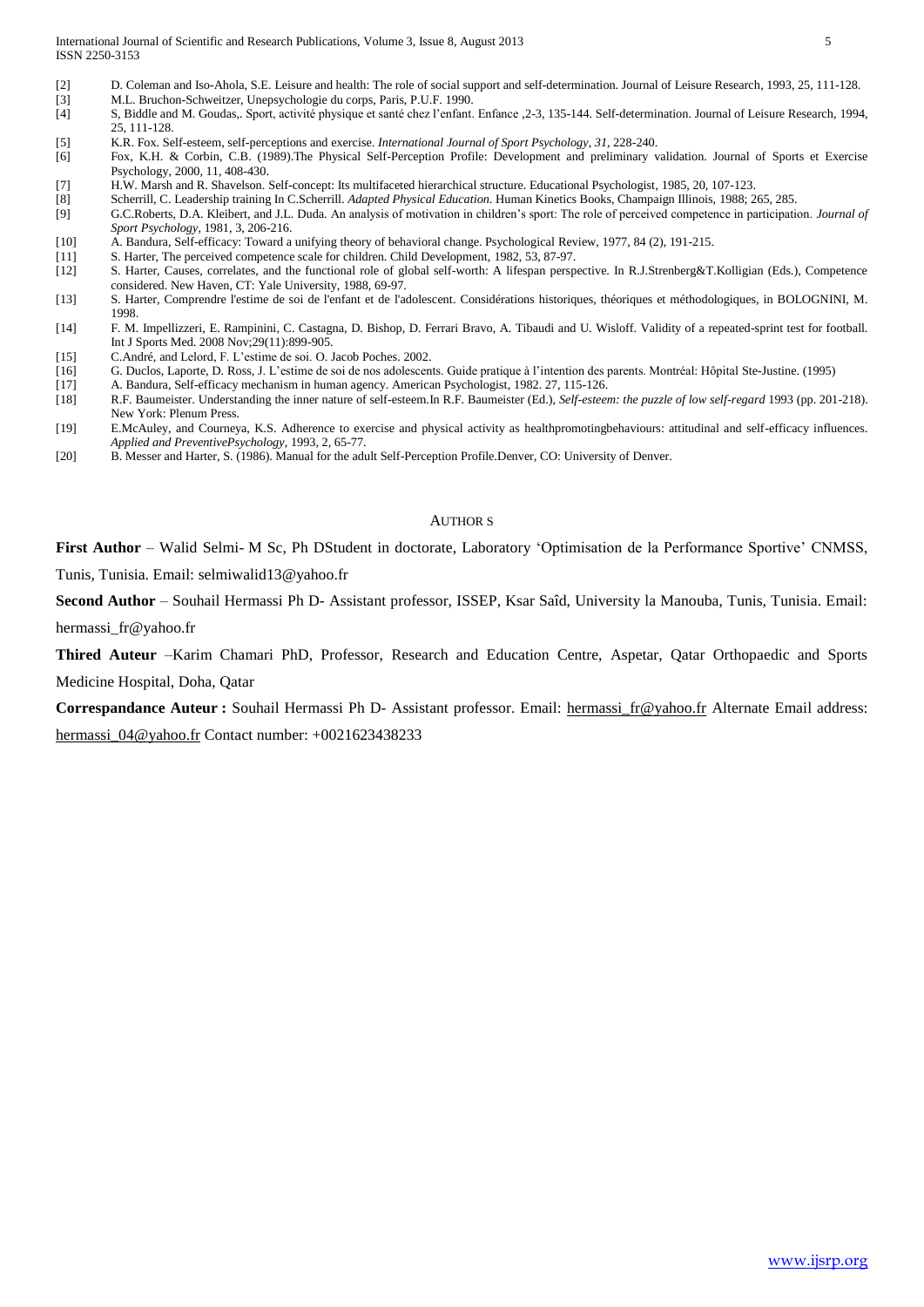[2] D. Coleman and Iso-Ahola, S.E. Leisure and health: The role of social support and self-determination. Journal of Leisure Research, 1993, 25, 111-128.

[3] M.L. Bruchon-Schweitzer, Unepsychologie du corps, Paris, P.U.F. 1990.

[4] S, Biddle and M. Goudas,. Sport, activité physique et santé chez l'enfant. Enfance ,2-3, 135-144. Self-determination. Journal of Leisure Research, 1994, 25, 111-128.

[5] K.R. Fox. Self-esteem, self-perceptions and exercise. *International Journal of Sport Psychology, 31*, 228-240.

[6] Fox, K.H. & Corbin, C.B. (1989).The Physical Self-Perception Profile: Development and preliminary validation. Journal of Sports et Exercise Psychology, 2000, 11, 408-430.

[7] H.W. Marsh and R. Shavelson. Self-concept: Its multifaceted hierarchical structure. Educational Psychologist, 1985, 20, 107-123.

[8] Scherrill, C. Leadership training In C.Scherrill. *Adapted Physical Education.* Human Kinetics Books, Champaign Illinois, 1988; 265, 285.

[9] G.C.Roberts, D.A. Kleibert, and J.L. Duda. An analysis of motivation in children's sport: The role of perceived competence in participation. *Journal of Sport Psychology*, 1981, 3, 206-216.

[10] A. Bandura, Self-efficacy: Toward a unifying theory of behavioral change. Psychological Review, 1977, 84 (2), 191-215.

[11] S. Harter, The perceived competence scale for children. Child Development, 1982, 53, 87-97.

[12] S. Harter, Causes, correlates, and the functional role of global self-worth: A lifespan perspective. In R.J.Strenberg&T.Kolligian (Eds.), Competence considered. New Haven, CT: Yale University, 1988, 69-97.

[13] S. Harter, Comprendre l'estime de soi de l'enfant et de l'adolescent. Considérations historiques, théoriques et méthodologiques, in BOLOGNINI, M. 1998.

[14] F. M. Impellizzeri, E. Rampinini, C. Castagna, D. Bishop, D. Ferrari Bravo, A. Tibaudi and U. Wisloff. Validity of a repeated-sprint test for football. Int J Sports Med. 2008 Nov;29(11):899-905.

[15] C.André, and Lelord, F. L'estime de soi. O. Jacob Poches. 2002.

[16] G. Duclos, Laporte, D. Ross, J. L'estime de soi de nos adolescents. Guide pratique à l'intention des parents. Montréal: Hôpital Ste-Justine. (1995)

[17] A. Bandura, Self-efficacy mechanism in human agency. American Psychologist, 1982. 27, 115-126.

[18] R.F. Baumeister. Understanding the inner nature of self-esteem.In R.F. Baumeister (Ed.), *Self-esteem: the puzzle of low self-regard* 1993 (pp. 201-218). New York: Plenum Press.

[19] E.McAuley, and Courneya, K.S. Adherence to exercise and physical activity as healthpromotingbehaviours: attitudinal and self-efficacy influences. *Applied and PreventivePsychology*, 1993, 2, 65-77.

[20] B. Messer and Harter, S. (1986). Manual for the adult Self-Perception Profile.Denver, CO: University of Denver.

## AUTHOR S

**First Author** – Walid Selmi- M Sc, Ph DStudent in doctorate, Laboratory 'Optimisation de la Performance Sportive' CNMSS, Tunis, Tunisia. Email: selmiwalid13@yahoo.fr

**Second Author** – Souhail Hermassi Ph D- Assistant professor, ISSEP, Ksar Saîd, University la Manouba, Tunis, Tunisia. Email: hermassi_fr@yahoo.fr

**Thired Auteur** –Karim Chamari PhD, Professor, Research and Education Centre, Aspetar, Qatar Orthopaedic and Sports Medicine Hospital, Doha, Qatar

**Correspandance Auteur :** Souhail Hermassi Ph D- Assistant professor. Email: hermassi_fr@yahoo.fr Alternate Email address: hermassi_04@yahoo.fr Contact number: +0021623438233